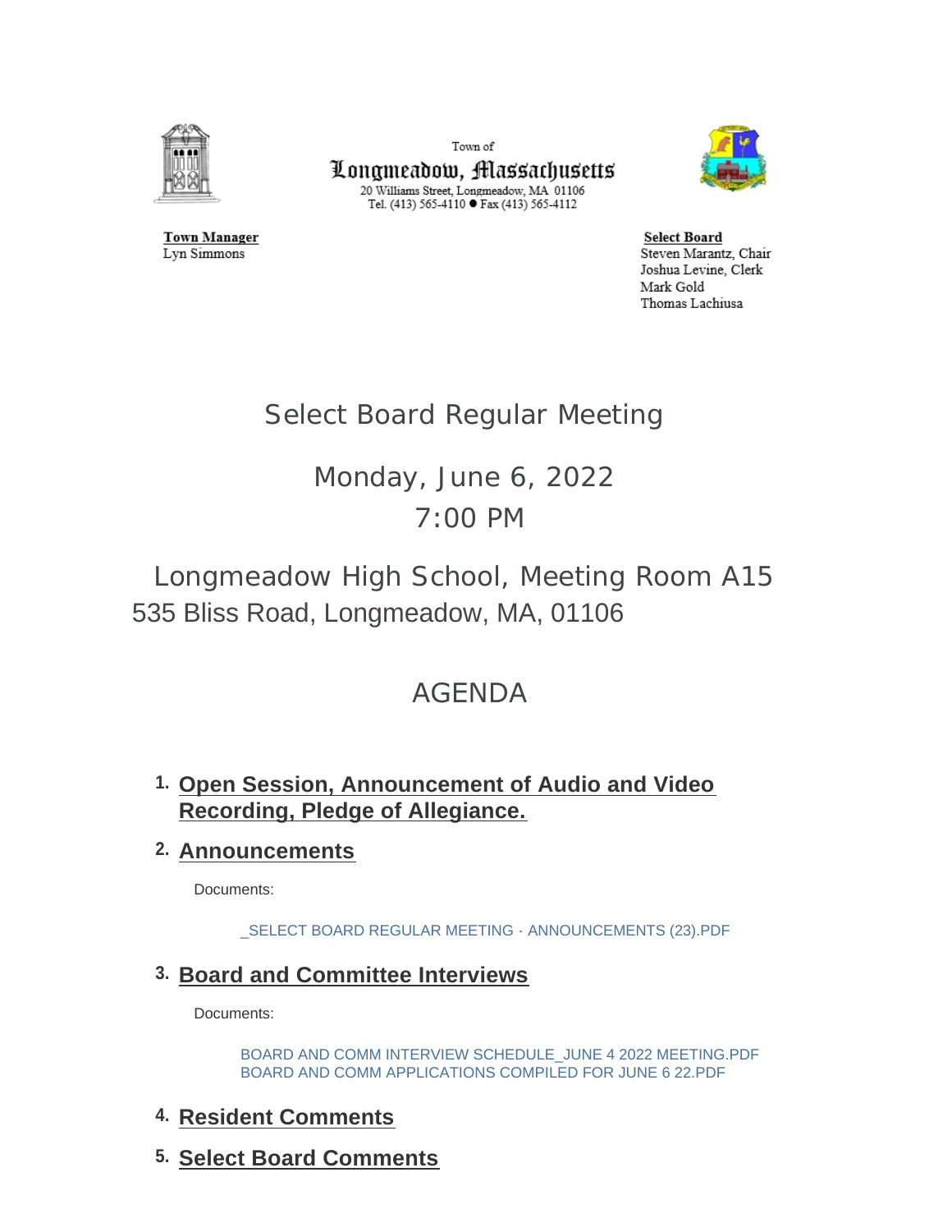Town of
**Longmeadow, Massachusetts**
20 Williams Street, Longmeadow, MA 01106
Tel. (413) 565-4110 ● Fax (413) 565-4112

**Town Manager**
Lyn Simmons

**Select Board**
Steven Marantz, Chair
Joshua Levine, Clerk
Mark Gold
Thomas Lachiusa

# Select Board Regular Meeting

## Monday, June 6, 2022
## 7:00 PM

## Longmeadow High School, Meeting Room A15
535 Bliss Road, Longmeadow, MA, 01106

# AGENDA

1. **Open Session, Announcement of Audio and Video Recording, Pledge of Allegiance.**

2. **Announcements**

   Documents:

   _SELECT BOARD REGULAR MEETING - ANNOUNCEMENTS (23).PDF

3. **Board and Committee Interviews**

   Documents:

   BOARD AND COMM INTERVIEW SCHEDULE_JUNE 4 2022 MEETING.PDF
   BOARD AND COMM APPLICATIONS COMPILED FOR JUNE 6 22.PDF

4. **Resident Comments**

5. **Select Board Comments**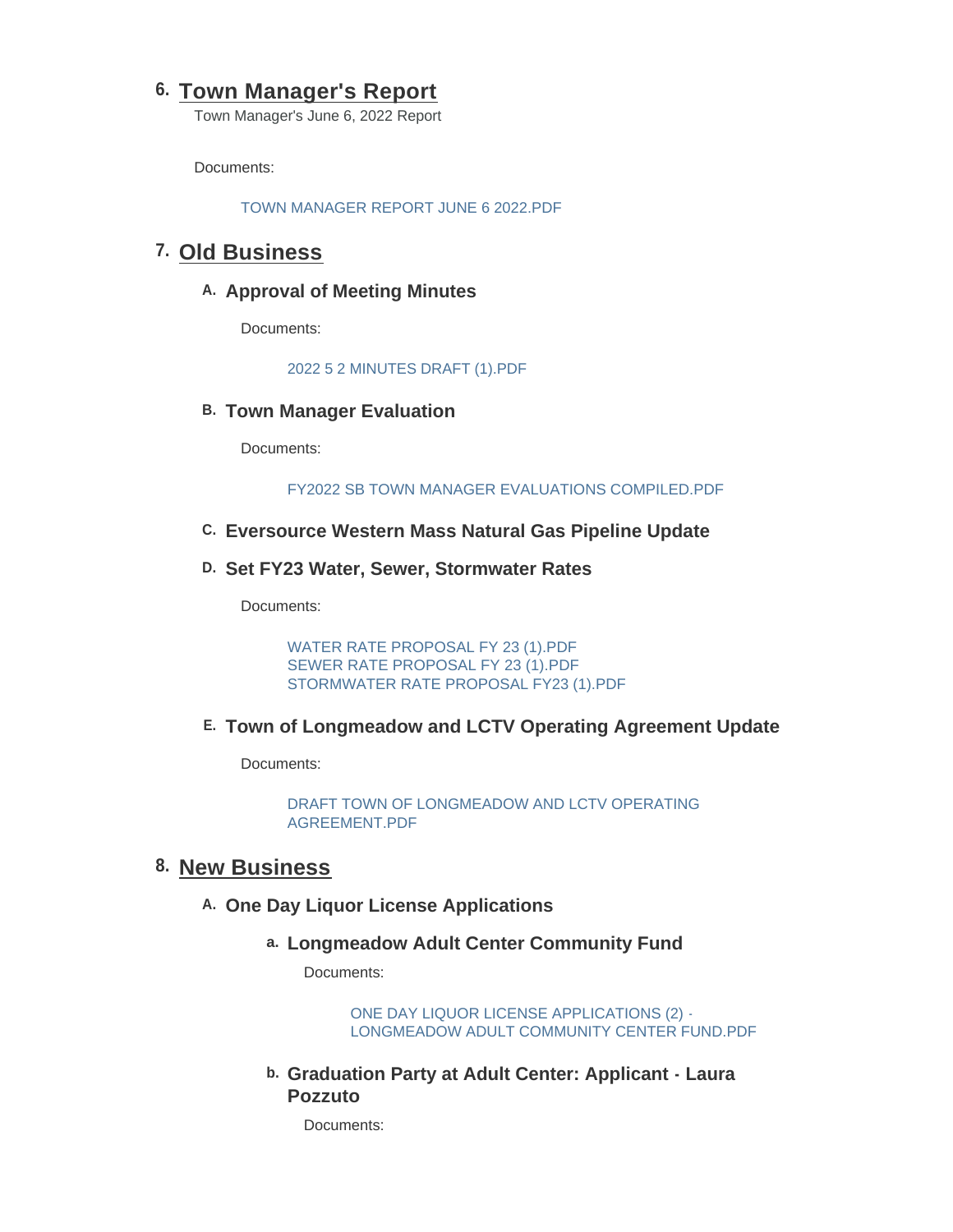## 6. Town Manager's Report

Town Manager's June 6, 2022 Report

Documents:

TOWN MANAGER REPORT JUNE 6 2022.PDF

## 7. Old Business

### A. Approval of Meeting Minutes

Documents:

2022 5 2 MINUTES DRAFT (1).PDF

### B. Town Manager Evaluation

Documents:

FY2022 SB TOWN MANAGER EVALUATIONS COMPILED.PDF

### C. Eversource Western Mass Natural Gas Pipeline Update

### D. Set FY23 Water, Sewer, Stormwater Rates

Documents:

WATER RATE PROPOSAL FY 23 (1).PDF
SEWER RATE PROPOSAL FY 23 (1).PDF
STORMWATER RATE PROPOSAL FY23 (1).PDF

### E. Town of Longmeadow and LCTV Operating Agreement Update

Documents:

DRAFT TOWN OF LONGMEADOW AND LCTV OPERATING AGREEMENT.PDF

## 8. New Business

### A. One Day Liquor License Applications

#### a. Longmeadow Adult Center Community Fund

Documents:

ONE DAY LIQUOR LICENSE APPLICATIONS (2) - LONGMEADOW ADULT COMMUNITY CENTER FUND.PDF

#### b. Graduation Party at Adult Center: Applicant - Laura Pozzuto

Documents: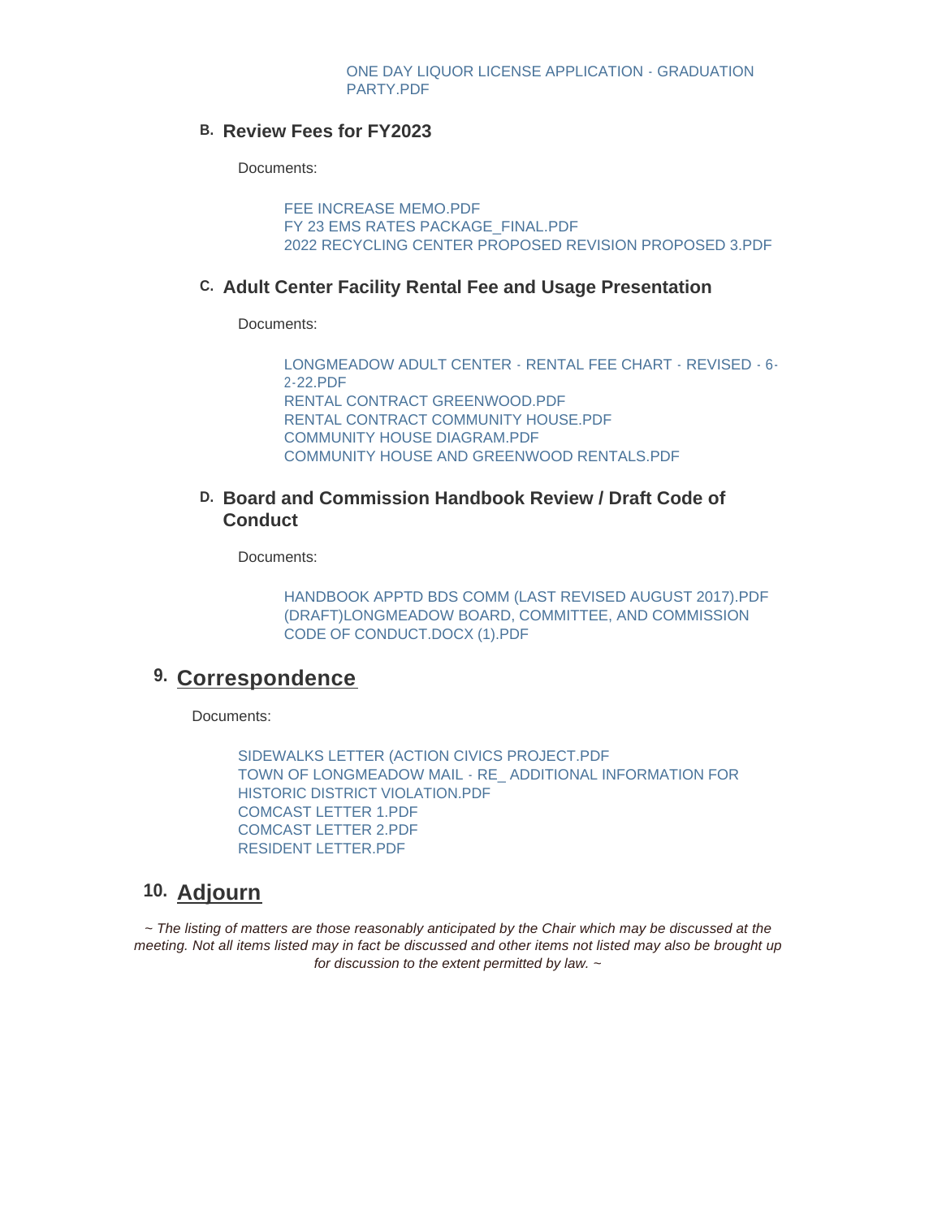ONE DAY LIQUOR LICENSE APPLICATION - GRADUATION PARTY.PDF

### B. Review Fees for FY2023

Documents:

FEE INCREASE MEMO.PDF
FY 23 EMS RATES PACKAGE_FINAL.PDF
2022 RECYCLING CENTER PROPOSED REVISION PROPOSED 3.PDF

### C. Adult Center Facility Rental Fee and Usage Presentation

Documents:

LONGMEADOW ADULT CENTER - RENTAL FEE CHART - REVISED - 6-2-22.PDF
RENTAL CONTRACT GREENWOOD.PDF
RENTAL CONTRACT COMMUNITY HOUSE.PDF
COMMUNITY HOUSE DIAGRAM.PDF
COMMUNITY HOUSE AND GREENWOOD RENTALS.PDF

### D. Board and Commission Handbook Review / Draft Code of Conduct

Documents:

HANDBOOK APPTD BDS COMM (LAST REVISED AUGUST 2017).PDF
(DRAFT)LONGMEADOW BOARD, COMMITTEE, AND COMMISSION CODE OF CONDUCT.DOCX (1).PDF

## 9. Correspondence

Documents:

SIDEWALKS LETTER (ACTION CIVICS PROJECT.PDF
TOWN OF LONGMEADOW MAIL - RE_ ADDITIONAL INFORMATION FOR HISTORIC DISTRICT VIOLATION.PDF
COMCAST LETTER 1.PDF
COMCAST LETTER 2.PDF
RESIDENT LETTER.PDF

## 10. Adjourn

*~ The listing of matters are those reasonably anticipated by the Chair which may be discussed at the meeting. Not all items listed may in fact be discussed and other items not listed may also be brought up for discussion to the extent permitted by law. ~*